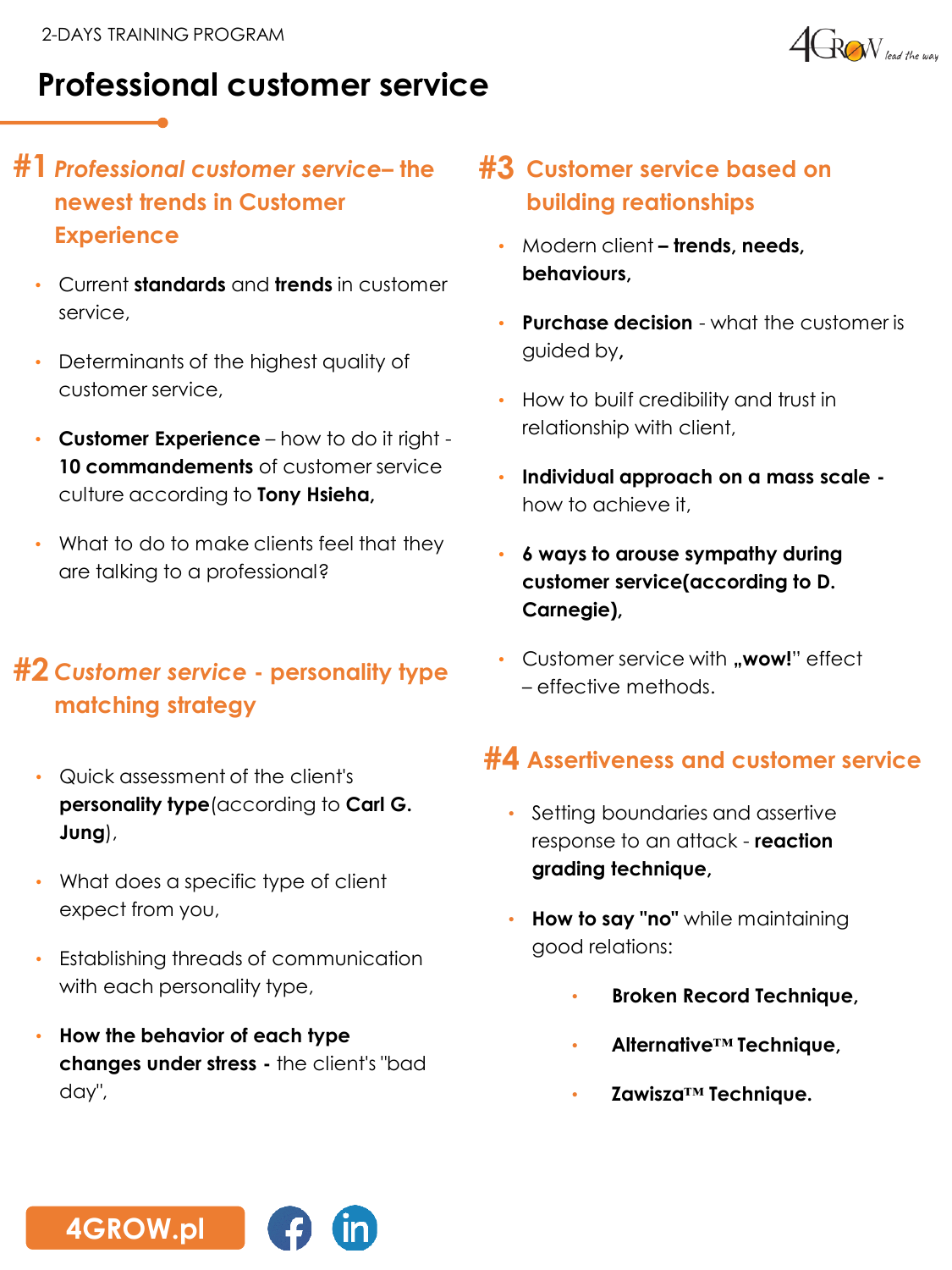2-DAYS TRAINING PROGRAM

# Professional customer service

## #1 *Professional customer service*– the newest trends in Customer Experience

- Current **standards** and **trends** in customer service,
- Determinants of the highest quality of customer service,
- **Customer Experience** – how to do it right - **10 commandements** of customer service culture according to **Tony Hsieha,**
- What to do to make clients feel that they are talking to a professional?

## #2 *Customer service* - personality type matching strategy

- Quick assessment of the client's **personality type**(according to **Carl G. Jung**),
- What does a specific type of client expect from you,
- Establishing threads of communication with each personality type,
- **How the behavior of each type changes under stress -** the client's "bad day",

## #3 Customer service based on building reationships

- Modern client **– trends, needs, behaviours,**
- **Purchase decision** - what the customer is guided by**,**
- How to builf credibility and trust in relationship with client,
- **Individual approach on a mass scale -** how to achieve it,
- **6 ways to arouse sympathy during customer service(according to D. Carnegie),**
- Customer service with **„wow!**" effect – effective methods.

## #4 Assertiveness and customer service

- Setting boundaries and assertive response to an attack - **reaction grading technique,**
- **How to say "no"** while maintaining good relations:
  - **Broken Record Technique,**
  - **Alternative™ Technique,**
  - **Zawisza™ Technique.**

4GROW.pl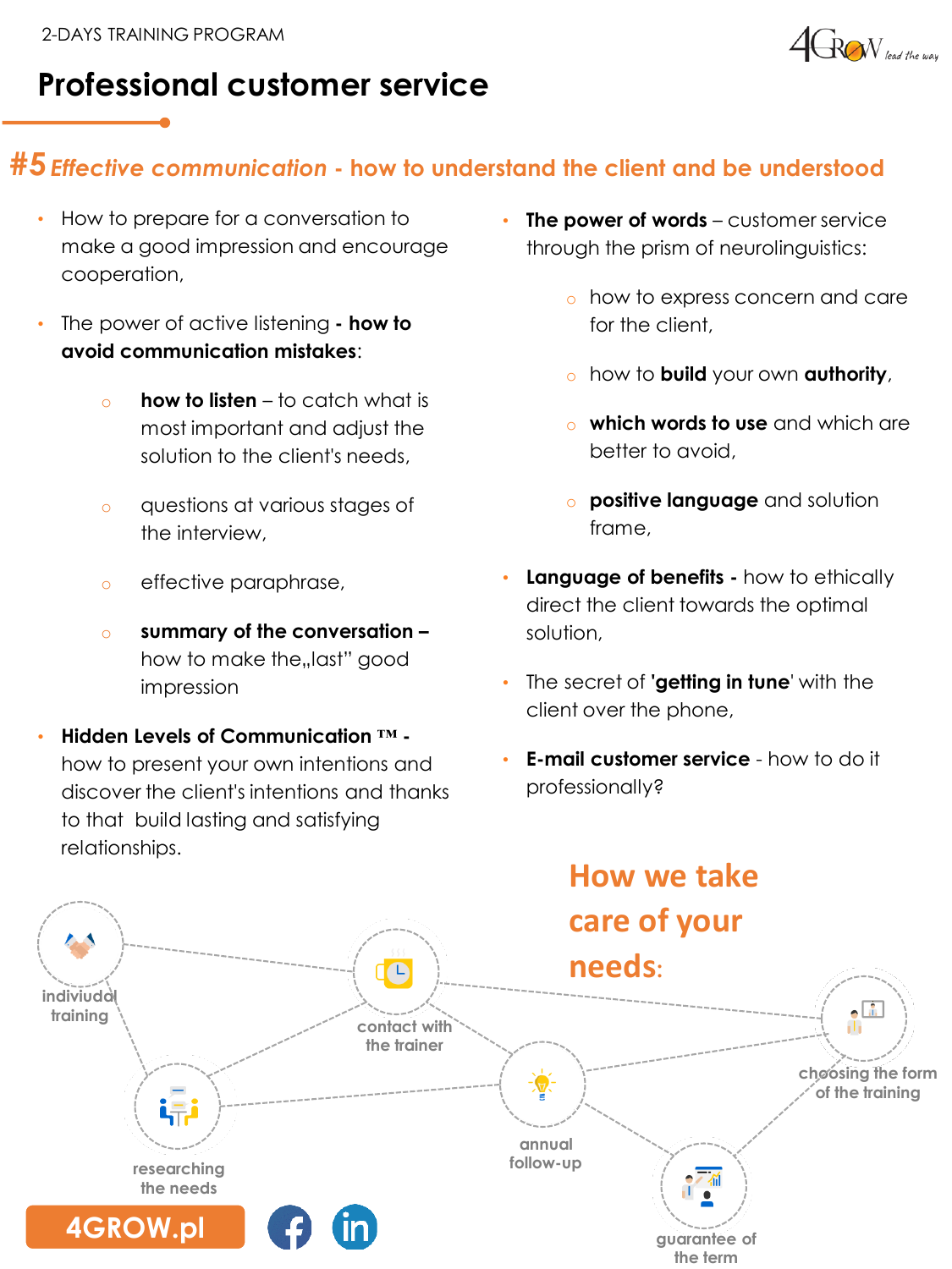2-DAYS TRAINING PROGRAM

# Professional customer service

## #5 *Effective communication* - how to understand the client and be understood

- How to prepare for a conversation to make a good impression and encourage cooperation,
- The power of active listening **- how to avoid communication mistakes**:
  - **how to listen** – to catch what is most important and adjust the solution to the client's needs,
  - questions at various stages of the interview,
  - effective paraphrase,
  - **summary of the conversation –** how to make the„last" good impression
- **Hidden Levels of Communication ™ -** how to present your own intentions and discover the client's intentions and thanks to that build lasting and satisfying relationships.
- **The power of words** – customer service through the prism of neurolinguistics:
  - how to express concern and care for the client,
  - how to **build** your own **authority**,
  - **which words to use** and which are better to avoid,
  - **positive language** and solution frame,
- **Language of benefits -** how to ethically direct the client towards the optimal solution,
- The secret of **'getting in tune'** with the client over the phone,
- **E-mail customer service** - how to do it professionally?

## How we take care of your needs:

individual training

contact with the trainer

researching the needs

annual follow-up

choosing the form of the training

guarantee of the term

4GROW.pl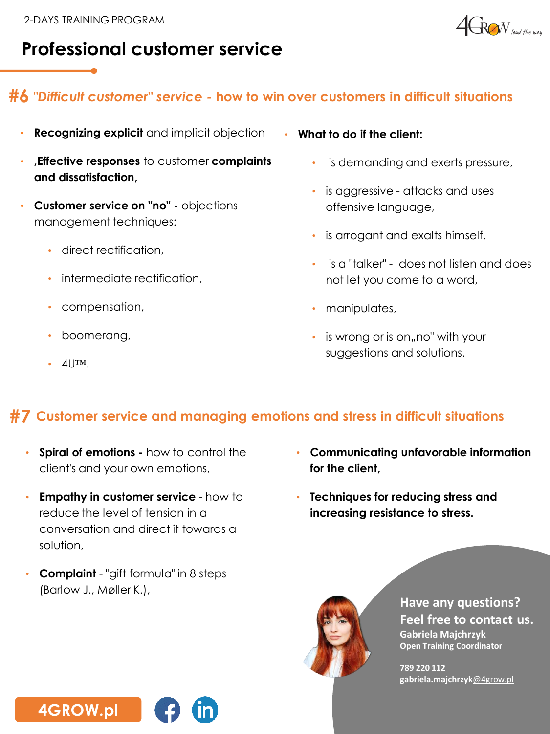2-DAYS TRAINING PROGRAM

# Professional customer service

## #6 *"Difficult customer" service* - how to win over customers in difficult situations

- **Recognizing explicit** and implicit objection
- ,**Effective responses** to customer **complaints and dissatisfaction,**
- **Customer service on "no" -** objections management techniques:
  - direct rectification,
  - intermediate rectification,
  - compensation,
  - boomerang,
  - 4U™.
- **What to do if the client:**
  - is demanding and exerts pressure,
  - is aggressive - attacks and uses offensive language,
  - is arrogant and exalts himself,
  - is a "talker" - does not listen and does not let you come to a word,
  - manipulates,
  - is wrong or is on„no" with your suggestions and solutions.

## #7 Customer service and managing emotions and stress in difficult situations

- **Spiral of emotions -** how to control the client's and your own emotions,
- **Empathy in customer service** - how to reduce the level of tension in a conversation and direct it towards a solution,
- **Complaint** - "gift formula" in 8 steps (Barlow J., Møller K.),
- **Communicating unfavorable information for the client,**
- **Techniques for reducing stress and increasing resistance to stress.**

**Have any questions?**
**Feel free to contact us.**
**Gabriela Majchrzyk**
**Open Training Coordinator**

**789 220 112**
**gabriela.majchrzyk@4grow.pl**

4GROW.pl